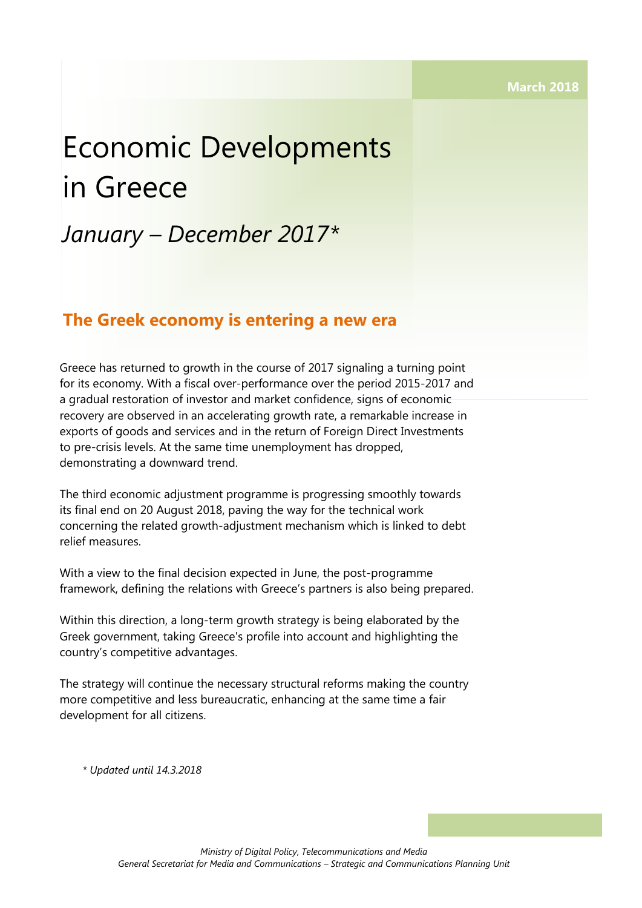March 2018

# Economic Developments in Greece

## *January – December 2017**

### The Greek economy is entering a new era

Greece has returned to growth in the course of 2017 signaling a turning point for its economy. With a fiscal over-performance over the period 2015-2017 and a gradual restoration of investor and market confidence, signs of economic recovery are observed in an accelerating growth rate, a remarkable increase in exports of goods and services and in the return of Foreign Direct Investments to pre-crisis levels. At the same time unemployment has dropped, demonstrating a downward trend.

The third economic adjustment programme is progressing smoothly towards its final end on 20 August 2018, paving the way for the technical work concerning the related growth-adjustment mechanism which is linked to debt relief measures.

With a view to the final decision expected in June, the post-programme framework, defining the relations with Greece's partners is also being prepared.

Within this direction, a long-term growth strategy is being elaborated by the Greek government, taking Greece's profile into account and highlighting the country's competitive advantages.

The strategy will continue the necessary structural reforms making the country more competitive and less bureaucratic, enhancing at the same time a fair development for all citizens.

*\* Updated until 14.3.2018*

*Ministry of Digital Policy, Telecommunications and Media*
*General Secretariat for Media and Communications – Strategic and Communications Planning Unit*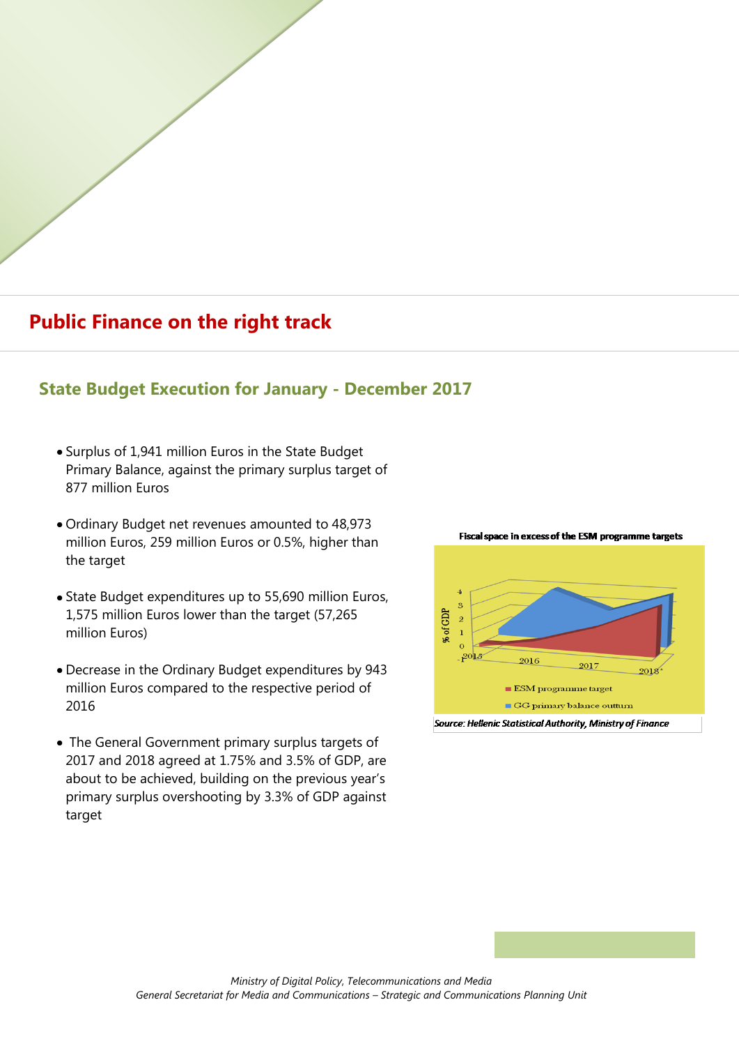## Public Finance on the right track

### State Budget Execution for January - December 2017

- Surplus of 1,941 million Euros in the State Budget Primary Balance, against the primary surplus target of 877 million Euros
- Ordinary Budget net revenues amounted to 48,973 million Euros, 259 million Euros or 0.5%, higher than the target
- State Budget expenditures up to 55,690 million Euros, 1,575 million Euros lower than the target (57,265 million Euros)
- Decrease in the Ordinary Budget expenditures by 943 million Euros compared to the respective period of 2016
- The General Government primary surplus targets of 2017 and 2018 agreed at 1.75% and 3.5% of GDP, are about to be achieved, building on the previous year's primary surplus overshooting by 3.3% of GDP against target

**Fiscal space in excess of the ESM programme targets**

*Source: Hellenic Statistical Authority, Ministry of Finance*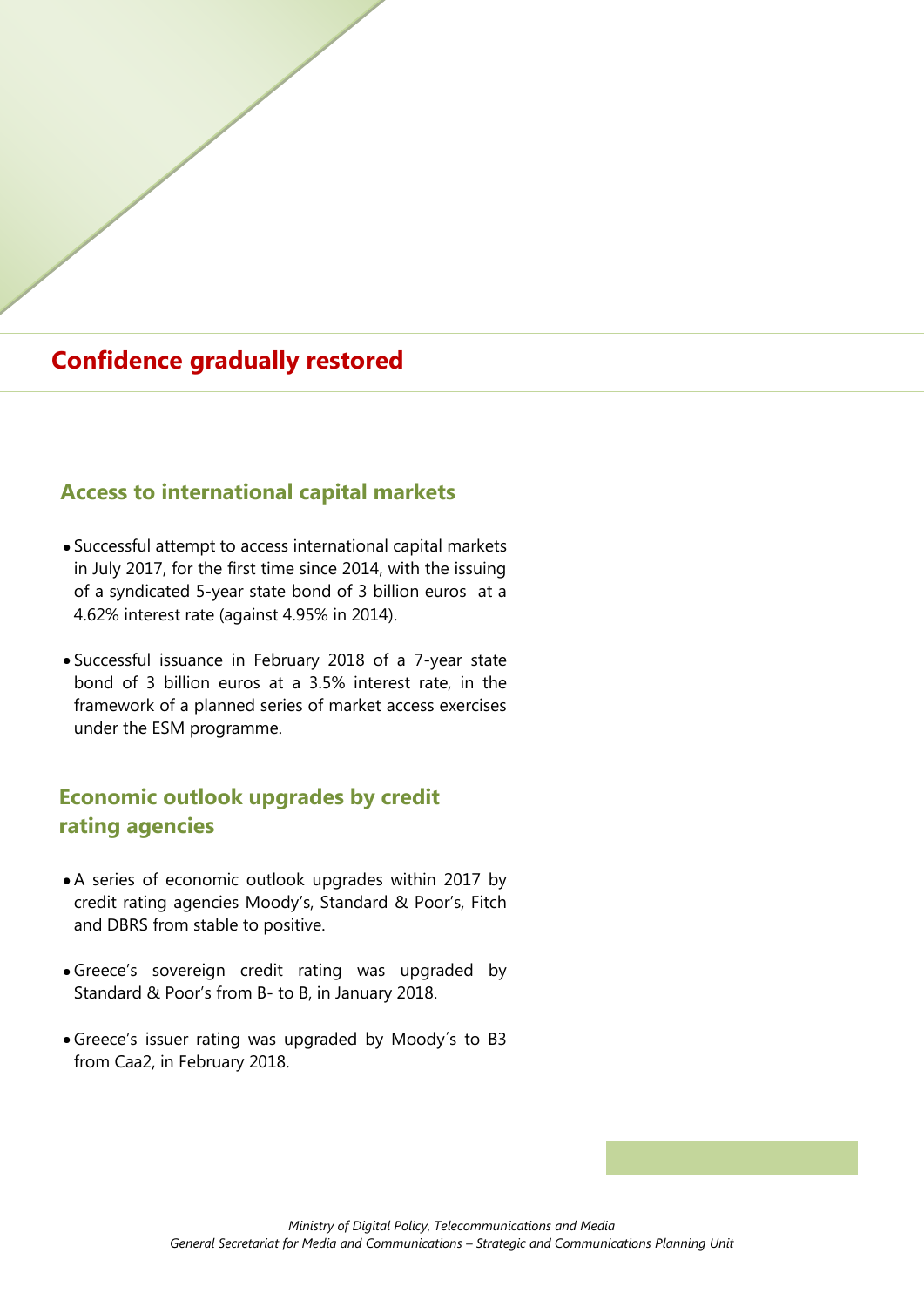# Confidence gradually restored

## Access to international capital markets

- Successful attempt to access international capital markets in July 2017, for the first time since 2014, with the issuing of a syndicated 5-year state bond of 3 billion euros at a 4.62% interest rate (against 4.95% in 2014).
- Successful issuance in February 2018 of a 7-year state bond of 3 billion euros at a 3.5% interest rate, in the framework of a planned series of market access exercises under the ESM programme.

## Economic outlook upgrades by credit rating agencies

- A series of economic outlook upgrades within 2017 by credit rating agencies Moody's, Standard & Poor's, Fitch and DBRS from stable to positive.
- Greece's sovereign credit rating was upgraded by Standard & Poor's from B- to B, in January 2018.
- Greece's issuer rating was upgraded by Moody's to B3 from Caa2, in February 2018.

*Ministry of Digital Policy, Telecommunications and Media*
*General Secretariat for Media and Communications – Strategic and Communications Planning Unit*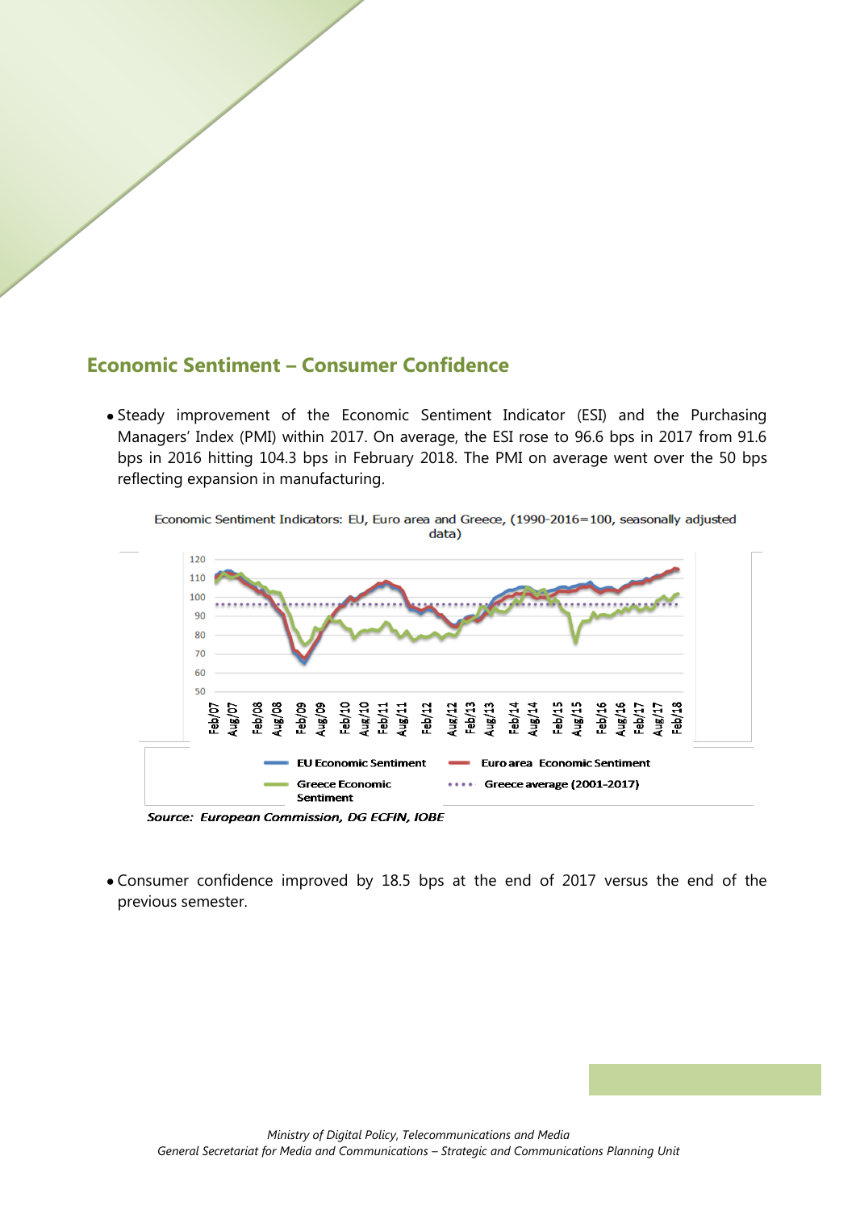## Economic Sentiment – Consumer Confidence

- Steady improvement of the Economic Sentiment Indicator (ESI) and the Purchasing Managers' Index (PMI) within 2017. On average, the ESI rose to 96.6 bps in 2017 from 91.6 bps in 2016 hitting 104.3 bps in February 2018. The PMI on average went over the 50 bps reflecting expansion in manufacturing.

Economic Sentiment Indicators: EU, Euro area and Greece, (1990-2016=100, seasonally adjusted data)

*Source: European Commission, DG ECFIN, IOBE*

- Consumer confidence improved by 18.5 bps at the end of 2017 versus the end of the previous semester.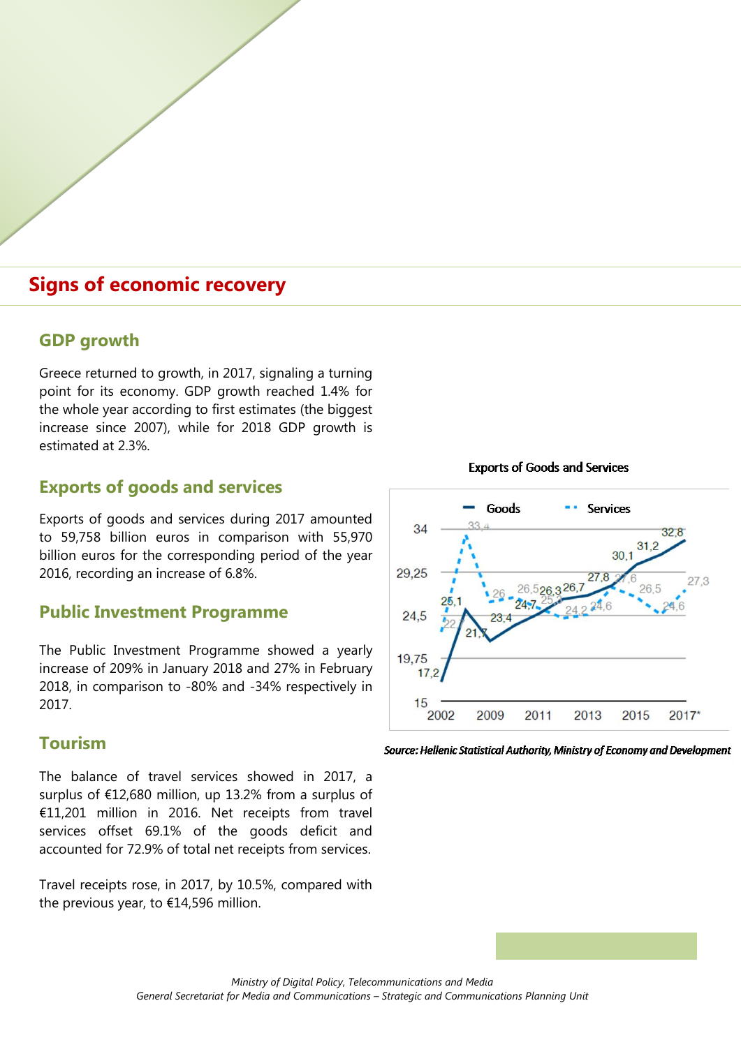## Signs of economic recovery

### GDP growth

Greece returned to growth, in 2017, signaling a turning point for its economy. GDP growth reached 1.4% for the whole year according to first estimates (the biggest increase since 2007), while for 2018 GDP growth is estimated at 2.3%.

### Exports of goods and services

Exports of goods and services during 2017 amounted to 59,758 billion euros in comparison with 55,970 billion euros for the corresponding period of the year 2016, recording an increase of 6.8%.

### Public Investment Programme

The Public Investment Programme showed a yearly increase of 209% in January 2018 and 27% in February 2018, in comparison to -80% and -34% respectively in 2017.

### Tourism

The balance of travel services showed in 2017, a surplus of €12,680 million, up 13.2% from a surplus of €11,201 million in 2016. Net receipts from travel services offset 69.1% of the goods deficit and accounted for 72.9% of total net receipts from services.

Travel receipts rose, in 2017, by 10.5%, compared with the previous year, to €14,596 million.

Exports of Goods and Services

*Source: Hellenic Statistical Authority, Ministry of Economy and Development*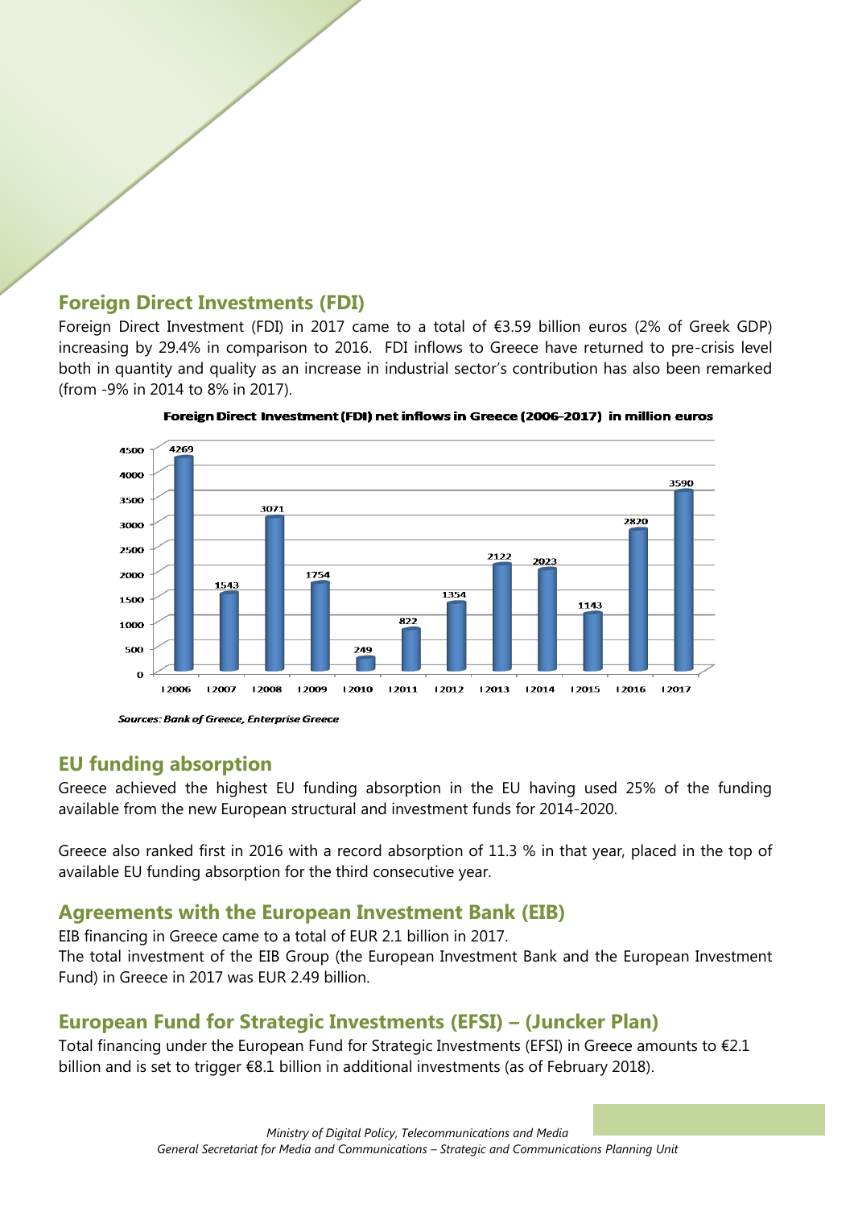## Foreign Direct Investments (FDI)

Foreign Direct Investment (FDI) in 2017 came to a total of €3.59 billion euros (2% of Greek GDP) increasing by 29.4% in comparison to 2016. FDI inflows to Greece have returned to pre-crisis level both in quantity and quality as an increase in industrial sector's contribution has also been remarked (from -9% in 2014 to 8% in 2017).

**Foreign Direct Investment (FDI) net inflows in Greece (2006-2017) in million euros**

| Year | FDI net inflows (million euros) |
| --- | --- |
| 2006 | 4269 |
| 2007 | 1543 |
| 2008 | 3071 |
| 2009 | 1754 |
| 2010 | 249 |
| 2011 | 822 |
| 2012 | 1354 |
| 2013 | 2122 |
| 2014 | 2023 |
| 2015 | 1143 |
| 2016 | 2820 |
| 2017 | 3590 |

***Sources: Bank of Greece, Enterprise Greece***

## EU funding absorption

Greece achieved the highest EU funding absorption in the EU having used 25% of the funding available from the new European structural and investment funds for 2014-2020.

Greece also ranked first in 2016 with a record absorption of 11.3 % in that year, placed in the top of available EU funding absorption for the third consecutive year.

## Agreements with the European Investment Bank (EIB)

EIB financing in Greece came to a total of EUR 2.1 billion in 2017.
The total investment of the EIB Group (the European Investment Bank and the European Investment Fund) in Greece in 2017 was EUR 2.49 billion.

## European Fund for Strategic Investments (EFSI) – (Juncker Plan)

Total financing under the European Fund for Strategic Investments (EFSI) in Greece amounts to €2.1 billion and is set to trigger €8.1 billion in additional investments (as of February 2018).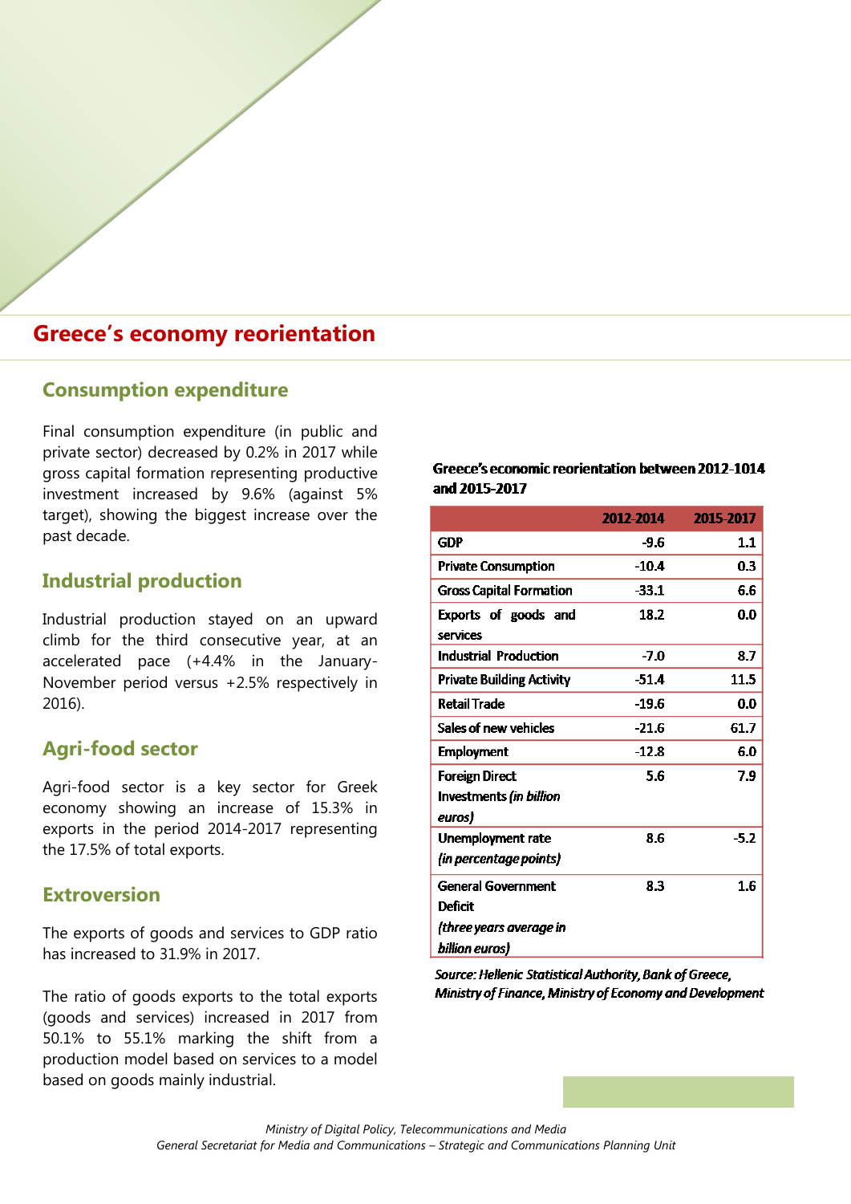# Greece's economy reorientation

## Consumption expenditure

Final consumption expenditure (in public and private sector) decreased by 0.2% in 2017 while gross capital formation representing productive investment increased by 9.6% (against 5% target), showing the biggest increase over the past decade.

## Industrial production

Industrial production stayed on an upward climb for the third consecutive year, at an accelerated pace (+4.4% in the January-November period versus +2.5% respectively in 2016).

## Agri-food sector

Agri-food sector is a key sector for Greek economy showing an increase of 15.3% in exports in the period 2014-2017 representing the 17.5% of total exports.

## Extroversion

The exports of goods and services to GDP ratio has increased to 31.9% in 2017.

The ratio of goods exports to the total exports (goods and services) increased in 2017 from 50.1% to 55.1% marking the shift from a production model based on services to a model based on goods mainly industrial.

**Greece's economic reorientation between 2012-1014 and 2015-2017**

| | 2012-2014 | 2015-2017 |
|---|---|---|
| GDP | -9.6 | 1.1 |
| Private Consumption | -10.4 | 0.3 |
| Gross Capital Formation | -33.1 | 6.6 |
| Exports of goods and services | 18.2 | 0.0 |
| Industrial Production | -7.0 | 8.7 |
| Private Building Activity | -51.4 | 11.5 |
| Retail Trade | -19.6 | 0.0 |
| Sales of new vehicles | -21.6 | 61.7 |
| Employment | -12.8 | 6.0 |
| Foreign Direct Investments *(in billion euros)* | 5.6 | 7.9 |
| Unemployment rate *(in percentage points)* | 8.6 | -5.2 |
| General Government Deficit *(three years average in billion euros)* | 8.3 | 1.6 |

*Source: Hellenic Statistical Authority, Bank of Greece, Ministry of Finance, Ministry of Economy and Development*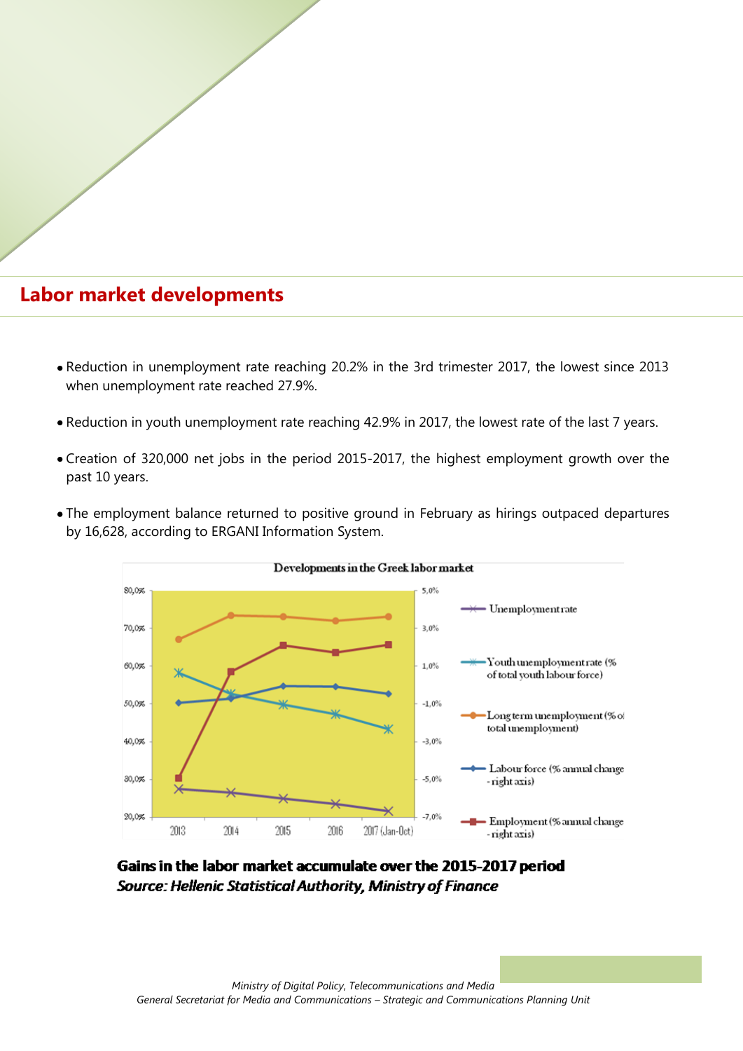## Labor market developments

- Reduction in unemployment rate reaching 20.2% in the 3rd trimester 2017, the lowest since 2013 when unemployment rate reached 27.9%.
- Reduction in youth unemployment rate reaching 42.9% in 2017, the lowest rate of the last 7 years.
- Creation of 320,000 net jobs in the period 2015-2017, the highest employment growth over the past 10 years.
- The employment balance returned to positive ground in February as hirings outpaced departures by 16,628, according to ERGANI Information System.

**Gains in the labor market accumulate over the 2015-2017 period**
***Source: Hellenic Statistical Authority, Ministry of Finance***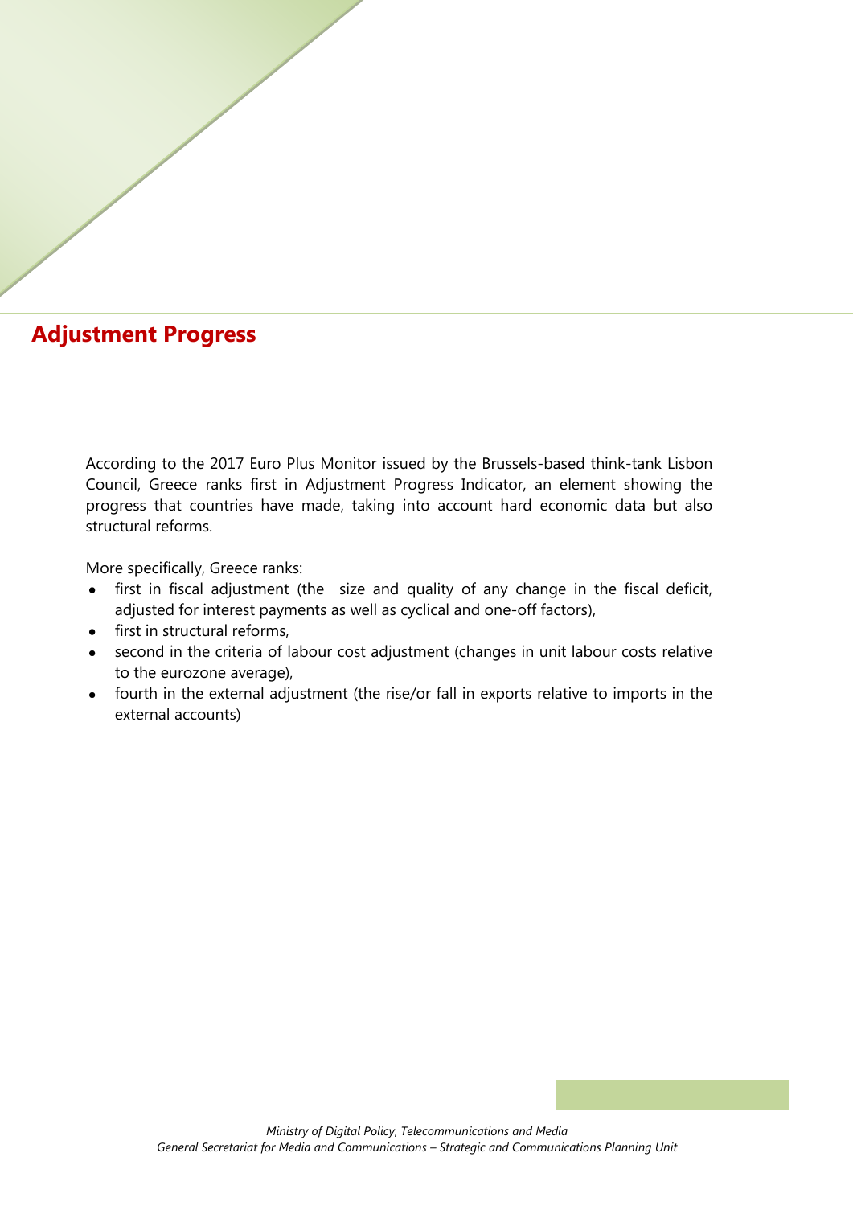## Adjustment Progress

According to the 2017 Euro Plus Monitor issued by the Brussels-based think-tank Lisbon Council, Greece ranks first in Adjustment Progress Indicator, an element showing the progress that countries have made, taking into account hard economic data but also structural reforms.

More specifically, Greece ranks:

- first in fiscal adjustment (the size and quality of any change in the fiscal deficit, adjusted for interest payments as well as cyclical and one-off factors),
- first in structural reforms,
- second in the criteria of labour cost adjustment (changes in unit labour costs relative to the eurozone average),
- fourth in the external adjustment (the rise/or fall in exports relative to imports in the external accounts)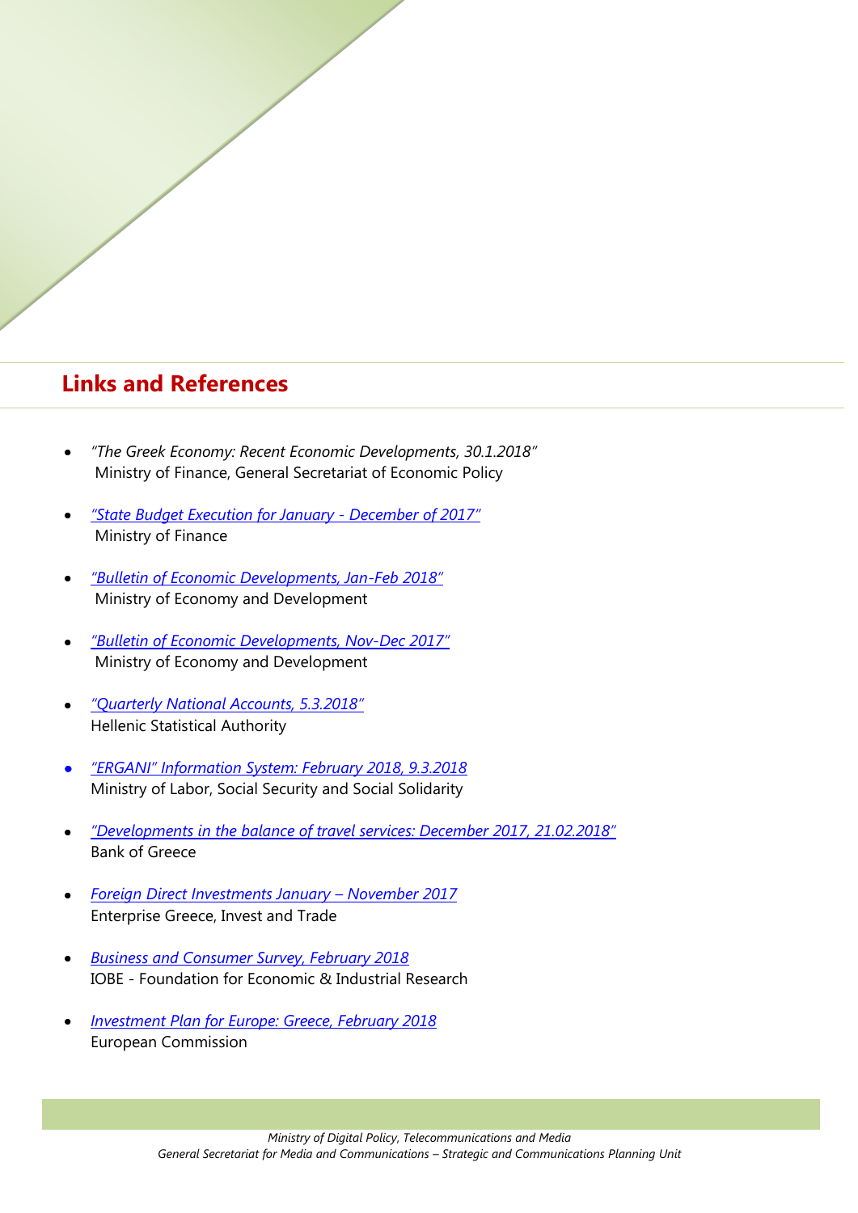## Links and References

- *"The Greek Economy: Recent Economic Developments, 30.1.2018"*
  Ministry of Finance, General Secretariat of Economic Policy

- *"State Budget Execution for January - December of 2017"*
  Ministry of Finance

- *"Bulletin of Economic Developments, Jan-Feb 2018"*
  Ministry of Economy and Development

- *"Bulletin of Economic Developments, Nov-Dec 2017"*
  Ministry of Economy and Development

- *"Quarterly National Accounts, 5.3.2018"*
  Hellenic Statistical Authority

- *"ERGANI" Information System: February 2018, 9.3.2018*
  Ministry of Labor, Social Security and Social Solidarity

- *"Developments in the balance of travel services: December 2017, 21.02.2018"*
  Bank of Greece

- *Foreign Direct Investments January – November 2017*
  Enterprise Greece, Invest and Trade

- *Business and Consumer Survey, February 2018*
  IOBE - Foundation for Economic & Industrial Research

- *Investment Plan for Europe: Greece, February 2018*
  European Commission